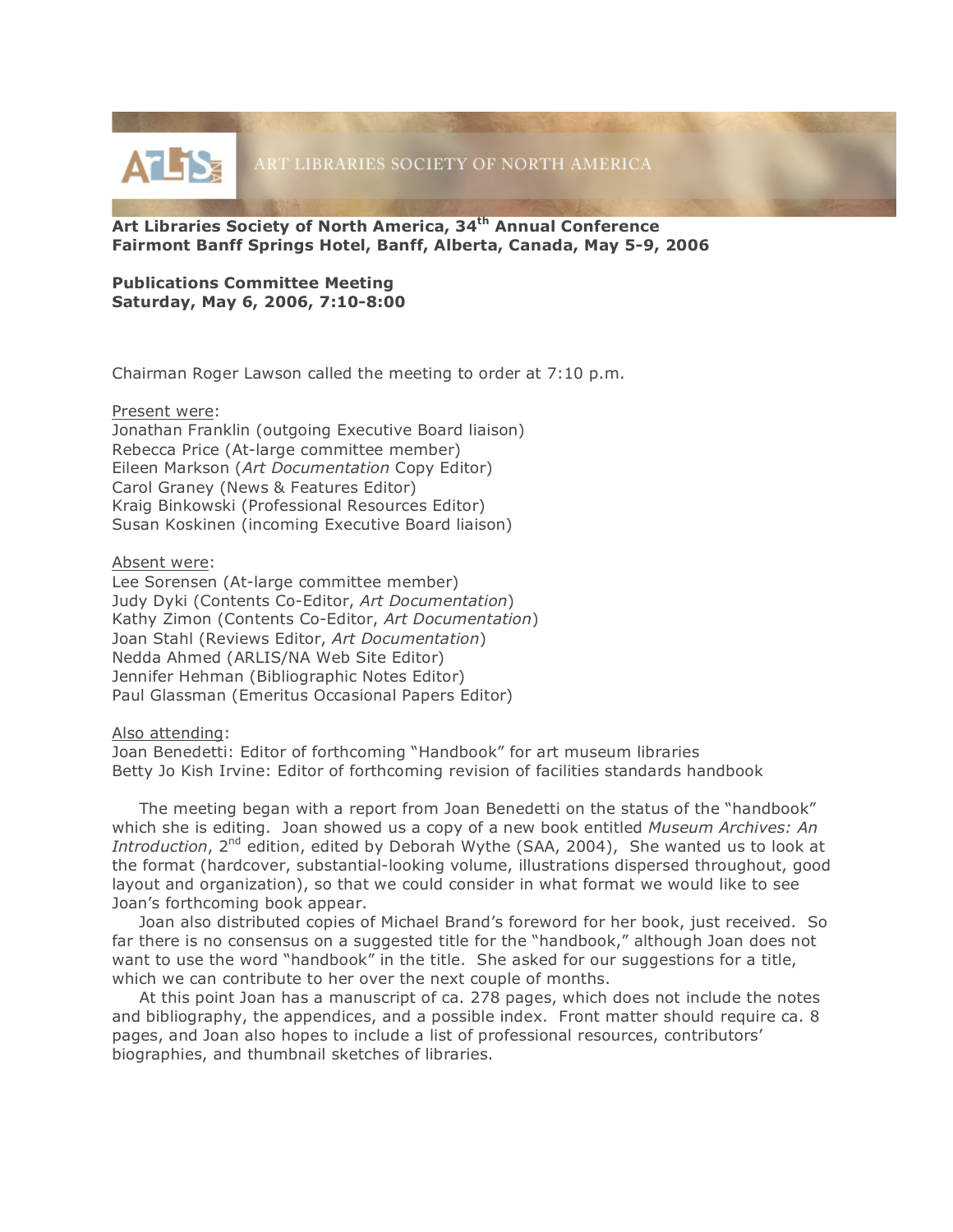ART LIBRARIES SOCIETY OF NORTH AMERICA

**Art Libraries Society of North America, 34th Annual Conference**
**Fairmont Banff Springs Hotel, Banff, Alberta, Canada, May 5-9, 2006**

**Publications Committee Meeting**
**Saturday, May 6, 2006, 7:10-8:00**

Chairman Roger Lawson called the meeting to order at 7:10 p.m.

Present were:
Jonathan Franklin (outgoing Executive Board liaison)
Rebecca Price (At-large committee member)
Eileen Markson (*Art Documentation* Copy Editor)
Carol Graney (News & Features Editor)
Kraig Binkowski (Professional Resources Editor)
Susan Koskinen (incoming Executive Board liaison)

Absent were:
Lee Sorensen (At-large committee member)
Judy Dyki (Contents Co-Editor, *Art Documentation*)
Kathy Zimon (Contents Co-Editor, *Art Documentation*)
Joan Stahl (Reviews Editor, *Art Documentation*)
Nedda Ahmed (ARLIS/NA Web Site Editor)
Jennifer Hehman (Bibliographic Notes Editor)
Paul Glassman (Emeritus Occasional Papers Editor)

Also attending:
Joan Benedetti: Editor of forthcoming "Handbook" for art museum libraries
Betty Jo Kish Irvine: Editor of forthcoming revision of facilities standards handbook

The meeting began with a report from Joan Benedetti on the status of the "handbook" which she is editing. Joan showed us a copy of a new book entitled *Museum Archives: An Introduction*, 2nd edition, edited by Deborah Wythe (SAA, 2004), She wanted us to look at the format (hardcover, substantial-looking volume, illustrations dispersed throughout, good layout and organization), so that we could consider in what format we would like to see Joan's forthcoming book appear.

Joan also distributed copies of Michael Brand's foreword for her book, just received. So far there is no consensus on a suggested title for the "handbook," although Joan does not want to use the word "handbook" in the title. She asked for our suggestions for a title, which we can contribute to her over the next couple of months.

At this point Joan has a manuscript of ca. 278 pages, which does not include the notes and bibliography, the appendices, and a possible index. Front matter should require ca. 8 pages, and Joan also hopes to include a list of professional resources, contributors' biographies, and thumbnail sketches of libraries.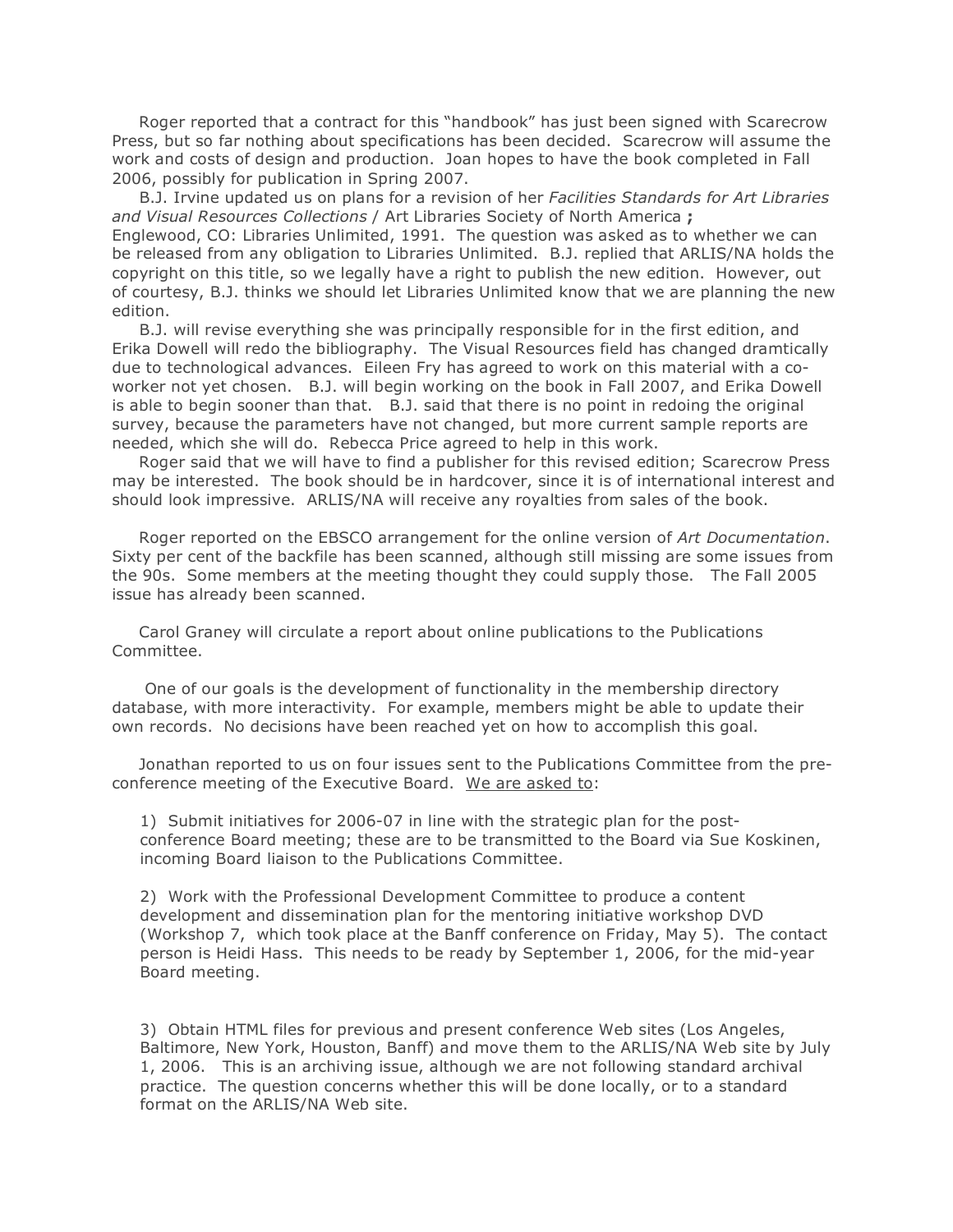Roger reported that a contract for this "handbook" has just been signed with Scarecrow Press, but so far nothing about specifications has been decided. Scarecrow will assume the work and costs of design and production. Joan hopes to have the book completed in Fall 2006, possibly for publication in Spring 2007.

B.J. Irvine updated us on plans for a revision of her *Facilities Standards for Art Libraries and Visual Resources Collections* / Art Libraries Society of North America **;** Englewood, CO: Libraries Unlimited, 1991. The question was asked as to whether we can be released from any obligation to Libraries Unlimited. B.J. replied that ARLIS/NA holds the copyright on this title, so we legally have a right to publish the new edition. However, out of courtesy, B.J. thinks we should let Libraries Unlimited know that we are planning the new edition.

B.J. will revise everything she was principally responsible for in the first edition, and Erika Dowell will redo the bibliography. The Visual Resources field has changed dramtically due to technological advances. Eileen Fry has agreed to work on this material with a co-worker not yet chosen. B.J. will begin working on the book in Fall 2007, and Erika Dowell is able to begin sooner than that. B.J. said that there is no point in redoing the original survey, because the parameters have not changed, but more current sample reports are needed, which she will do. Rebecca Price agreed to help in this work.

Roger said that we will have to find a publisher for this revised edition; Scarecrow Press may be interested. The book should be in hardcover, since it is of international interest and should look impressive. ARLIS/NA will receive any royalties from sales of the book.

Roger reported on the EBSCO arrangement for the online version of *Art Documentation*. Sixty per cent of the backfile has been scanned, although still missing are some issues from the 90s. Some members at the meeting thought they could supply those. The Fall 2005 issue has already been scanned.

Carol Graney will circulate a report about online publications to the Publications Committee.

One of our goals is the development of functionality in the membership directory database, with more interactivity. For example, members might be able to update their own records. No decisions have been reached yet on how to accomplish this goal.

Jonathan reported to us on four issues sent to the Publications Committee from the pre-conference meeting of the Executive Board. <u>We are asked to</u>:

1) Submit initiatives for 2006-07 in line with the strategic plan for the post-conference Board meeting; these are to be transmitted to the Board via Sue Koskinen, incoming Board liaison to the Publications Committee.

2) Work with the Professional Development Committee to produce a content development and dissemination plan for the mentoring initiative workshop DVD (Workshop 7, which took place at the Banff conference on Friday, May 5). The contact person is Heidi Hass. This needs to be ready by September 1, 2006, for the mid-year Board meeting.

3) Obtain HTML files for previous and present conference Web sites (Los Angeles, Baltimore, New York, Houston, Banff) and move them to the ARLIS/NA Web site by July 1, 2006. This is an archiving issue, although we are not following standard archival practice. The question concerns whether this will be done locally, or to a standard format on the ARLIS/NA Web site.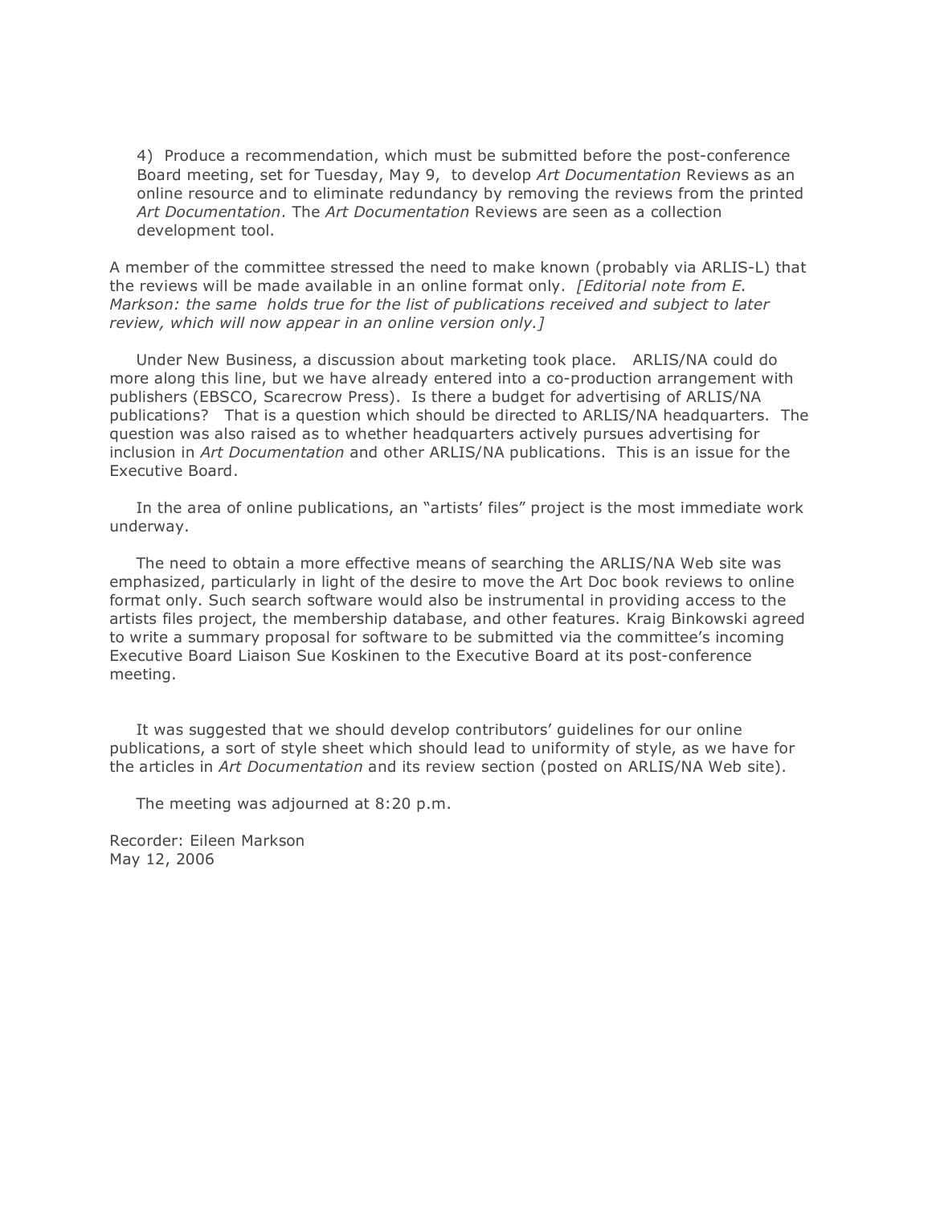4) Produce a recommendation, which must be submitted before the post-conference Board meeting, set for Tuesday, May 9, to develop *Art Documentation* Reviews as an online resource and to eliminate redundancy by removing the reviews from the printed *Art Documentation*. The *Art Documentation* Reviews are seen as a collection development tool.

A member of the committee stressed the need to make known (probably via ARLIS-L) that the reviews will be made available in an online format only. *[Editorial note from E. Markson: the same holds true for the list of publications received and subject to later review, which will now appear in an online version only.]*

Under New Business, a discussion about marketing took place. ARLIS/NA could do more along this line, but we have already entered into a co-production arrangement with publishers (EBSCO, Scarecrow Press). Is there a budget for advertising of ARLIS/NA publications? That is a question which should be directed to ARLIS/NA headquarters. The question was also raised as to whether headquarters actively pursues advertising for inclusion in *Art Documentation* and other ARLIS/NA publications. This is an issue for the Executive Board.

In the area of online publications, an "artists' files" project is the most immediate work underway.

The need to obtain a more effective means of searching the ARLIS/NA Web site was emphasized, particularly in light of the desire to move the Art Doc book reviews to online format only. Such search software would also be instrumental in providing access to the artists files project, the membership database, and other features. Kraig Binkowski agreed to write a summary proposal for software to be submitted via the committee's incoming Executive Board Liaison Sue Koskinen to the Executive Board at its post-conference meeting.

It was suggested that we should develop contributors' guidelines for our online publications, a sort of style sheet which should lead to uniformity of style, as we have for the articles in *Art Documentation* and its review section (posted on ARLIS/NA Web site).

The meeting was adjourned at 8:20 p.m.

Recorder: Eileen Markson
May 12, 2006